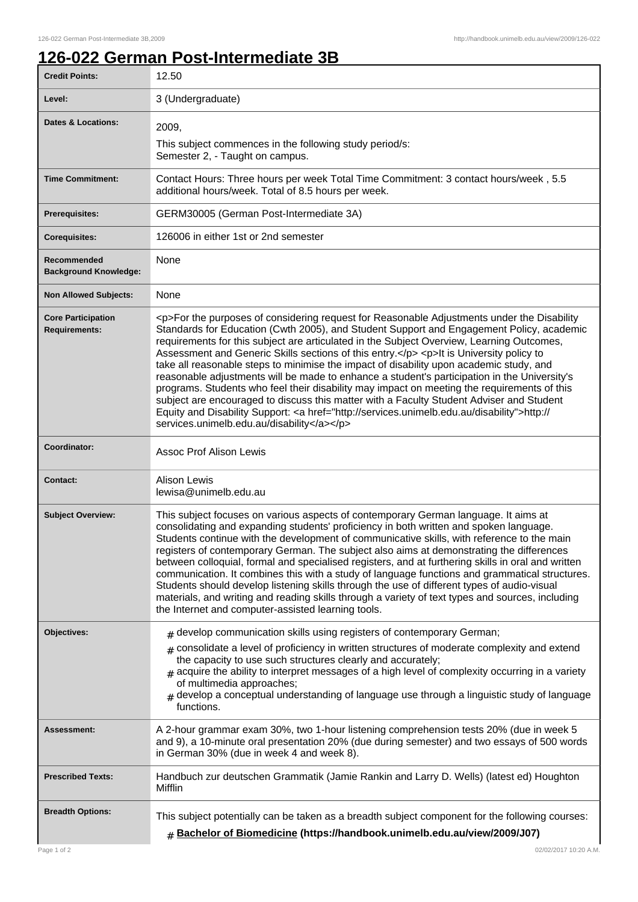# 126-022 German Post-Intermediate 3B

| | |
|---|---|
| **Credit Points:** | 12.50 |
| **Level:** | 3 (Undergraduate) |
| **Dates & Locations:** | 2009,<br>This subject commences in the following study period/s:<br>Semester 2, - Taught on campus. |
| **Time Commitment:** | Contact Hours: Three hours per week Total Time Commitment: 3 contact hours/week , 5.5 additional hours/week. Total of 8.5 hours per week. |
| **Prerequisites:** | GERM30005 (German Post-Intermediate 3A) |
| **Corequisites:** | 126006 in either 1st or 2nd semester |
| **Recommended Background Knowledge:** | None |
| **Non Allowed Subjects:** | None |
| **Core Participation Requirements:** | <p>For the purposes of considering request for Reasonable Adjustments under the Disability Standards for Education (Cwth 2005), and Student Support and Engagement Policy, academic requirements for this subject are articulated in the Subject Overview, Learning Outcomes, Assessment and Generic Skills sections of this entry.</p> <p>It is University policy to take all reasonable steps to minimise the impact of disability upon academic study, and reasonable adjustments will be made to enhance a student's participation in the University's programs. Students who feel their disability may impact on meeting the requirements of this subject are encouraged to discuss this matter with a Faculty Student Adviser and Student Equity and Disability Support: <a href="http://services.unimelb.edu.au/disability">http://services.unimelb.edu.au/disability</a></p> |
| **Coordinator:** | Assoc Prof Alison Lewis |
| **Contact:** | Alison Lewis<br>lewisa@unimelb.edu.au |
| **Subject Overview:** | This subject focuses on various aspects of contemporary German language. It aims at consolidating and expanding students' proficiency in both written and spoken language. Students continue with the development of communicative skills, with reference to the main registers of contemporary German. The subject also aims at demonstrating the differences between colloquial, formal and specialised registers, and at furthering skills in oral and written communication. It combines this with a study of language functions and grammatical structures. Students should develop listening skills through the use of different types of audio-visual materials, and writing and reading skills through a variety of text types and sources, including the Internet and computer-assisted learning tools. |
| **Objectives:** | # develop communication skills using registers of contemporary German;<br># consolidate a level of proficiency in written structures of moderate complexity and extend the capacity to use such structures clearly and accurately;<br># acquire the ability to interpret messages of a high level of complexity occurring in a variety of multimedia approaches;<br># develop a conceptual understanding of language use through a linguistic study of language functions. |
| **Assessment:** | A 2-hour grammar exam 30%, two 1-hour listening comprehension tests 20% (due in week 5 and 9), a 10-minute oral presentation 20% (due during semester) and two essays of 500 words in German 30% (due in week 4 and week 8). |
| **Prescribed Texts:** | Handbuch zur deutschen Grammatik (Jamie Rankin and Larry D. Wells) (latest ed) Houghton Mifflin |
| **Breadth Options:** | This subject potentially can be taken as a breadth subject component for the following courses:<br># **Bachelor of Biomedicine (https://handbook.unimelb.edu.au/view/2009/J07)** |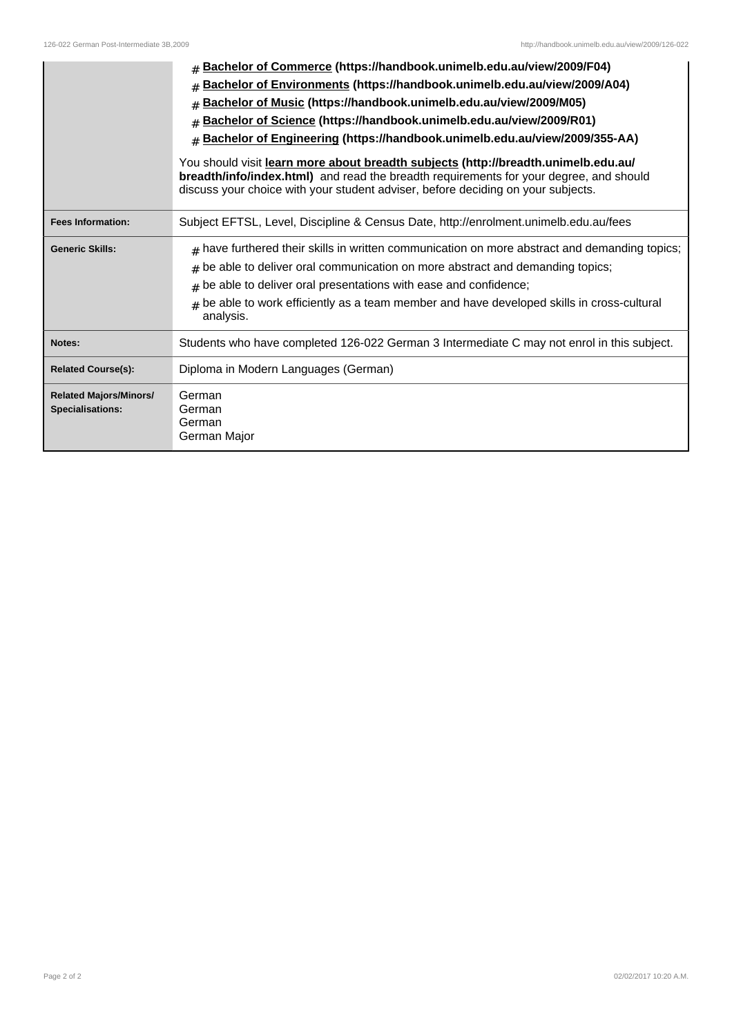| | |
|---|---|
| | # **Bachelor of Commerce (https://handbook.unimelb.edu.au/view/2009/F04)**<br># **Bachelor of Environments (https://handbook.unimelb.edu.au/view/2009/A04)**<br># **Bachelor of Music (https://handbook.unimelb.edu.au/view/2009/M05)**<br># **Bachelor of Science (https://handbook.unimelb.edu.au/view/2009/R01)**<br># **Bachelor of Engineering (https://handbook.unimelb.edu.au/view/2009/355-AA)**<br><br>You should visit **learn more about breadth subjects (http://breadth.unimelb.edu.au/breadth/info/index.html)** and read the breadth requirements for your degree, and should discuss your choice with your student adviser, before deciding on your subjects. |
| **Fees Information:** | Subject EFTSL, Level, Discipline & Census Date, http://enrolment.unimelb.edu.au/fees |
| **Generic Skills:** | # have furthered their skills in written communication on more abstract and demanding topics;<br># be able to deliver oral communication on more abstract and demanding topics;<br># be able to deliver oral presentations with ease and confidence;<br># be able to work efficiently as a team member and have developed skills in cross-cultural analysis. |
| **Notes:** | Students who have completed 126-022 German 3 Intermediate C may not enrol in this subject. |
| **Related Course(s):** | Diploma in Modern Languages (German) |
| **Related Majors/Minors/ Specialisations:** | German<br>German<br>German<br>German Major |